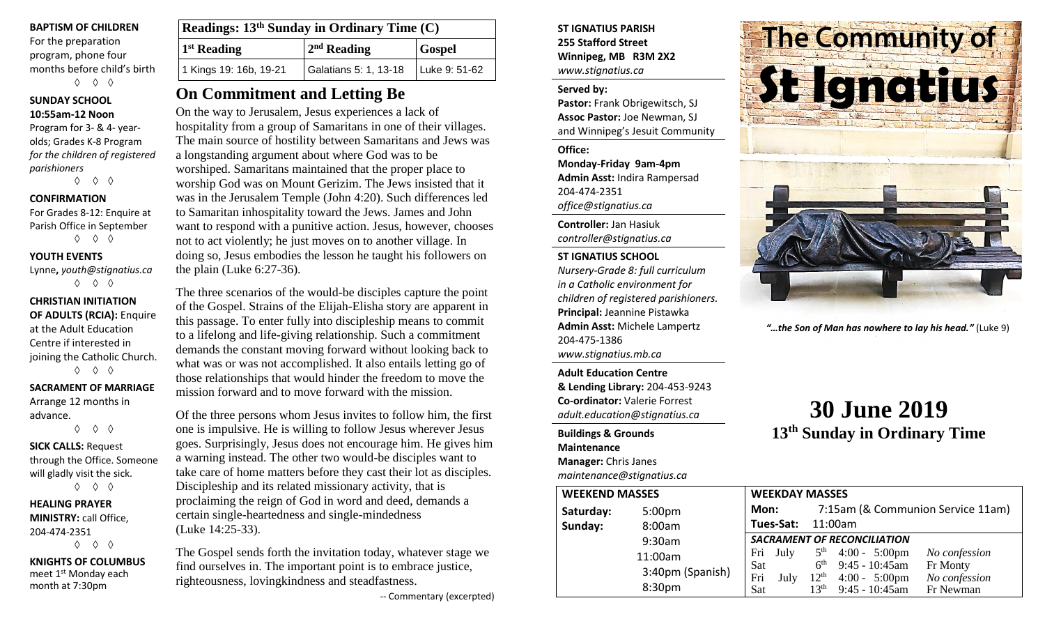**BAPTISM OF CHILDREN**
For the preparation program, phone four months before child's birth

◊ ◊ ◊

**SUNDAY SCHOOL**
**10:55am-12 Noon**
Program for 3- & 4- year-olds; Grades K-8 Program *for the children of registered parishioners*

◊ ◊ ◊

**CONFIRMATION**
For Grades 8-12: Enquire at Parish Office in September

◊ ◊ ◊

**YOUTH EVENTS**
Lynne**,** *youth@stignatius.ca*

◊ ◊ ◊

**CHRISTIAN INITIATION OF ADULTS (RCIA):** Enquire at the Adult Education Centre if interested in joining the Catholic Church.

◊ ◊ ◊

**SACRAMENT OF MARRIAGE**
Arrange 12 months in advance.

◊ ◊ ◊

**SICK CALLS:** Request through the Office. Someone will gladly visit the sick.

◊ ◊ ◊

**HEALING PRAYER MINISTRY:** call Office, 204-474-2351

◊ ◊ ◊

**KNIGHTS OF COLUMBUS**
meet 1st Monday each month at 7:30pm

| Readings: 13th Sunday in Ordinary Time (C) | | |
|---|---|---|
| 1st Reading | 2nd Reading | Gospel |
| 1 Kings 19: 16b, 19-21 | Galatians 5: 1, 13-18 | Luke 9: 51-62 |

## On Commitment and Letting Be

On the way to Jerusalem, Jesus experiences a lack of hospitality from a group of Samaritans in one of their villages. The main source of hostility between Samaritans and Jews was a longstanding argument about where God was to be worshiped. Samaritans maintained that the proper place to worship God was on Mount Gerizim. The Jews insisted that it was in the Jerusalem Temple (John 4:20). Such differences led to Samaritan inhospitality toward the Jews. James and John want to respond with a punitive action. Jesus, however, chooses not to act violently; he just moves on to another village. In doing so, Jesus embodies the lesson he taught his followers on the plain (Luke 6:27-36).

The three scenarios of the would-be disciples capture the point of the Gospel. Strains of the Elijah-Elisha story are apparent in this passage. To enter fully into discipleship means to commit to a lifelong and life-giving relationship. Such a commitment demands the constant moving forward without looking back to what was or was not accomplished. It also entails letting go of those relationships that would hinder the freedom to move the mission forward and to move forward with the mission.

Of the three persons whom Jesus invites to follow him, the first one is impulsive. He is willing to follow Jesus wherever Jesus goes. Surprisingly, Jesus does not encourage him. He gives him a warning instead. The other two would-be disciples want to take care of home matters before they cast their lot as disciples. Discipleship and its related missionary activity, that is proclaiming the reign of God in word and deed, demands a certain single-heartedness and single-mindedness (Luke 14:25-33).

The Gospel sends forth the invitation today, whatever stage we find ourselves in. The important point is to embrace justice, righteousness, lovingkindness and steadfastness.

-- Commentary (excerpted)

**ST IGNATIUS PARISH**
**255 Stafford Street**
**Winnipeg, MB R3M 2X2**
*www.stignatius.ca*

**Served by:**
**Pastor:** Frank Obrigewitsch, SJ
**Assoc Pastor:** Joe Newman, SJ
and Winnipeg's Jesuit Community

**Office:**
**Monday-Friday 9am-4pm**
**Admin Asst:** Indira Rampersad
204-474-2351
*office@stignatius.ca*

**Controller:** Jan Hasiuk
*controller@stignatius.ca*

**ST IGNATIUS SCHOOL**
*Nursery-Grade 8: full curriculum in a Catholic environment for children of registered parishioners.*
**Principal:** Jeannine Pistawka
**Admin Asst:** Michele Lampertz
204-475-1386
*www.stignatius.mb.ca*

**Adult Education Centre & Lending Library:** 204-453-9243
**Co-ordinator:** Valerie Forrest
*adult.education@stignatius.ca*

**Buildings & Grounds Maintenance Manager:** Chris Janes
*maintenance@stignatius.ca*

# The Community of St Ignatius

*"…the Son of Man has nowhere to lay his head."* (Luke 9)

# 30 June 2019
## 13th Sunday in Ordinary Time

| WEEKEND MASSES | |
|---|---|
| Saturday: | 5:00pm |
| Sunday: | 8:00am |
| | 9:30am |
| | 11:00am |
| | 3:40pm (Spanish) |
| | 8:30pm |

**WEEKDAY MASSES**
**Mon:** 7:15am (& Communion Service 11am)
**Tues-Sat:** 11:00am

***SACRAMENT OF RECONCILIATION***

| | | | |
|---|---|---|---|
| Fri July | 5th | 4:00 - 5:00pm | *No confession* |
| Sat | 6th | 9:45 - 10:45am | Fr Monty |
| Fri July | 12th | 4:00 - 5:00pm | *No confession* |
| Sat | 13th | 9:45 - 10:45am | Fr Newman |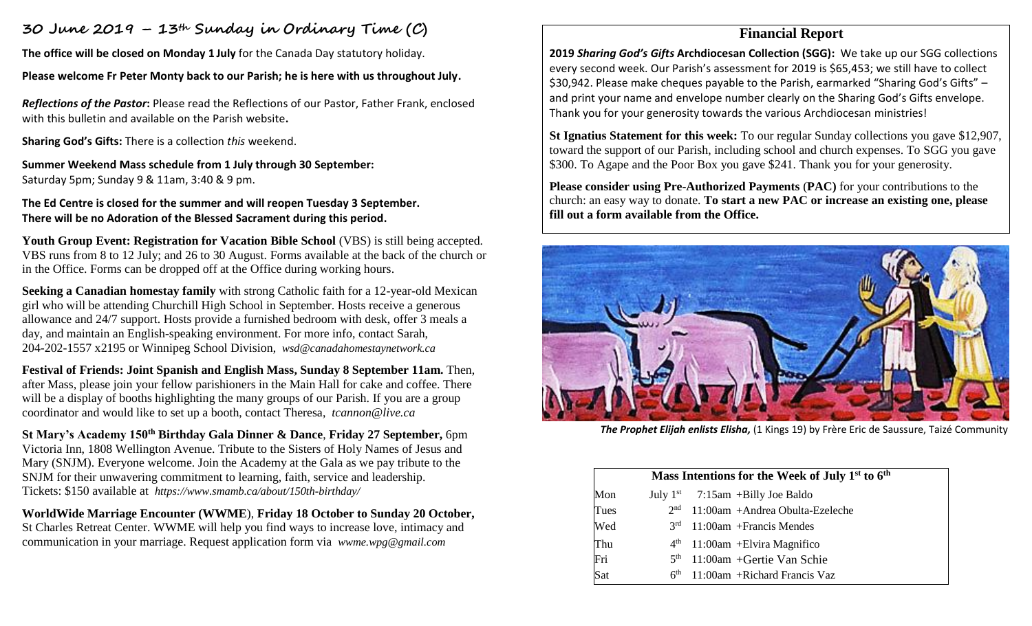# 30 June 2019 – 13th Sunday in Ordinary Time (C)

**The office will be closed on Monday 1 July** for the Canada Day statutory holiday.

**Please welcome Fr Peter Monty back to our Parish; he is here with us throughout July.**

***Reflections of the Pastor*:** Please read the Reflections of our Pastor, Father Frank, enclosed with this bulletin and available on the Parish website**.**

**Sharing God's Gifts:** There is a collection *this* weekend.

**Summer Weekend Mass schedule from 1 July through 30 September:**
Saturday 5pm; Sunday 9 & 11am, 3:40 & 9 pm.

**The Ed Centre is closed for the summer and will reopen Tuesday 3 September.**
**There will be no Adoration of the Blessed Sacrament during this period.**

**Youth Group Event: Registration for Vacation Bible School** (VBS) is still being accepted. VBS runs from 8 to 12 July; and 26 to 30 August. Forms available at the back of the church or in the Office. Forms can be dropped off at the Office during working hours.

**Seeking a Canadian homestay family** with strong Catholic faith for a 12-year-old Mexican girl who will be attending Churchill High School in September. Hosts receive a generous allowance and 24/7 support. Hosts provide a furnished bedroom with desk, offer 3 meals a day, and maintain an English-speaking environment. For more info, contact Sarah, 204-202-1557 x2195 or Winnipeg School Division, *wsd@canadahomestaynetwork.ca*

**Festival of Friends: Joint Spanish and English Mass, Sunday 8 September 11am.** Then, after Mass, please join your fellow parishioners in the Main Hall for cake and coffee. There will be a display of booths highlighting the many groups of our Parish. If you are a group coordinator and would like to set up a booth, contact Theresa, *tcannon@live.ca*

**St Mary's Academy 150th Birthday Gala Dinner & Dance**, **Friday 27 September,** 6pm Victoria Inn, 1808 Wellington Avenue. Tribute to the Sisters of Holy Names of Jesus and Mary (SNJM). Everyone welcome. Join the Academy at the Gala as we pay tribute to the SNJM for their unwavering commitment to learning, faith, service and leadership. Tickets: $150 available at *https://www.smamb.ca/about/150th-birthday/*

**WorldWide Marriage Encounter (WWME)**, **Friday 18 October to Sunday 20 October,** St Charles Retreat Center. WWME will help you find ways to increase love, intimacy and communication in your marriage. Request application form via *wwme.wpg@gmail.com*

## Financial Report

**2019 *Sharing God's Gifts* Archdiocesan Collection (SGG):** We take up our SGG collections every second week. Our Parish's assessment for 2019 is $65,453; we still have to collect $30,942. Please make cheques payable to the Parish, earmarked "Sharing God's Gifts" – and print your name and envelope number clearly on the Sharing God's Gifts envelope. Thank you for your generosity towards the various Archdiocesan ministries!

**St Ignatius Statement for this week:** To our regular Sunday collections you gave $12,907, toward the support of our Parish, including school and church expenses. To SGG you gave $300. To Agape and the Poor Box you gave $241. Thank you for your generosity.

**Please consider using Pre-Authorized Payments** (**PAC)** for your contributions to the church: an easy way to donate. **To start a new PAC or increase an existing one, please fill out a form available from the Office.**

***The Prophet Elijah enlists Elisha,*** (1 Kings 19) by Frère Eric de Saussure, Taizé Community

**Mass Intentions for the Week of July 1st to 6th**

| | | | |
|---|---|---|---|
| Mon | July 1st | 7:15am | +Billy Joe Baldo |
| Tues | 2nd | 11:00am | +Andrea Obulta-Ezeleche |
| Wed | 3rd | 11:00am | +Francis Mendes |
| Thu | 4th | 11:00am | +Elvira Magnifico |
| Fri | 5th | 11:00am | +Gertie Van Schie |
| Sat | 6th | 11:00am | +Richard Francis Vaz |